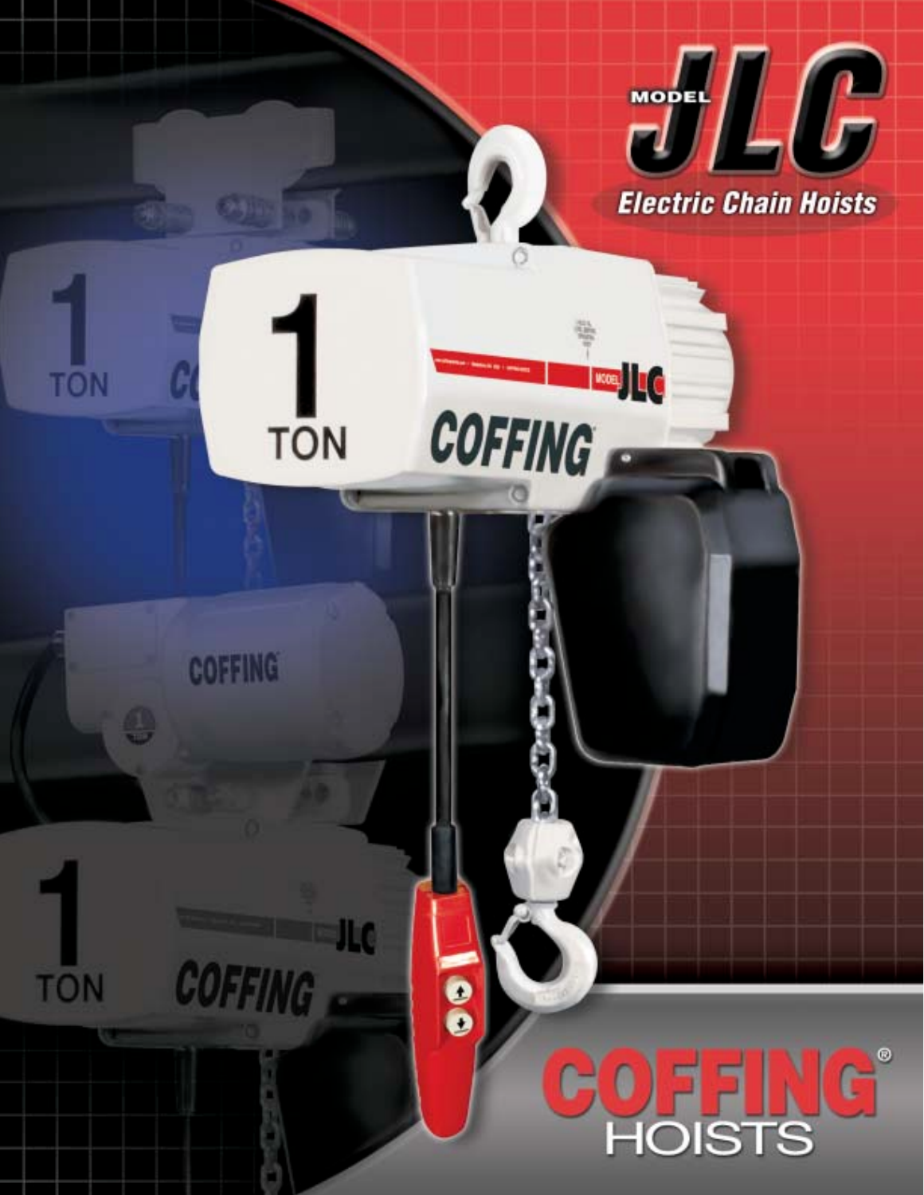# MODEL JLC

## Electric Chain Hoists

COFFING® HOISTS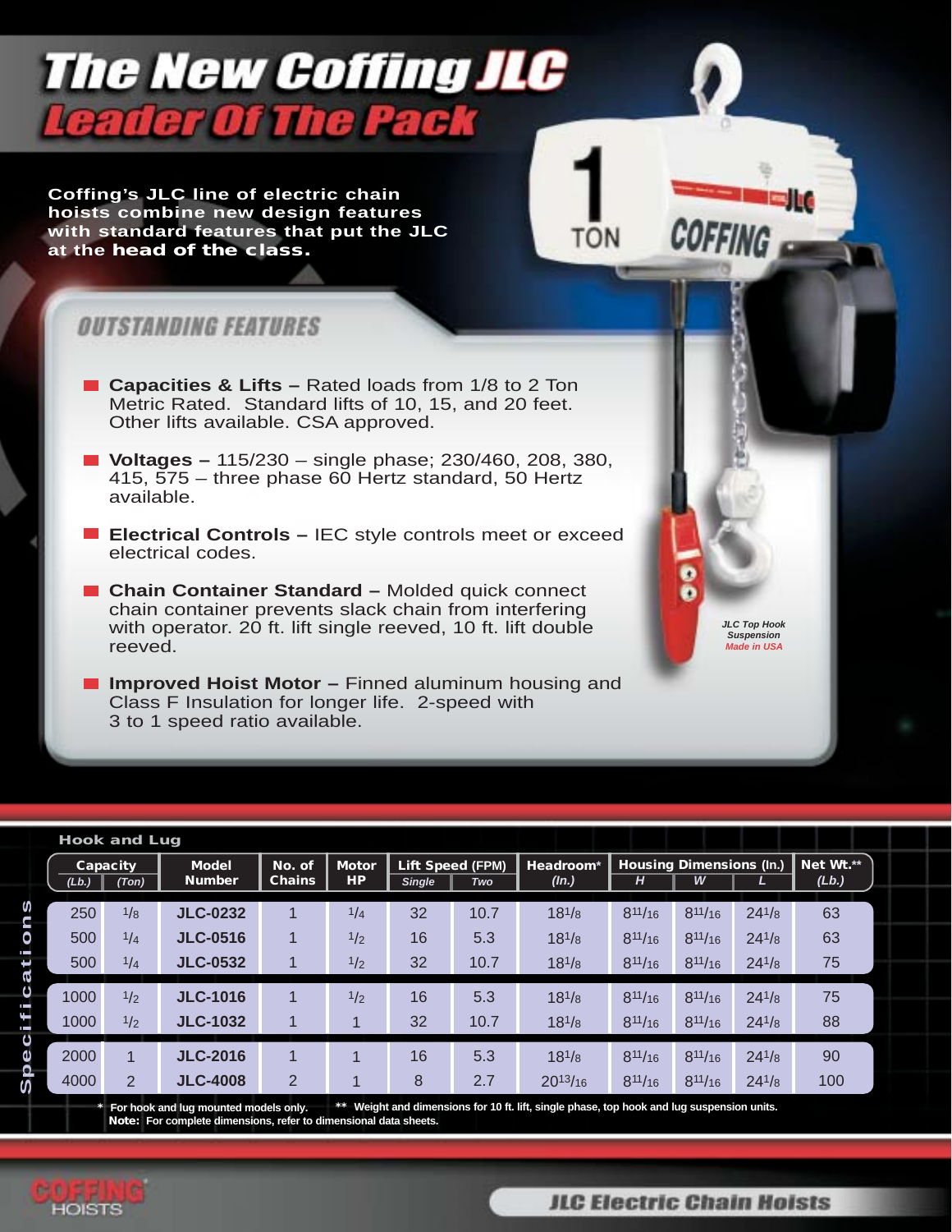# The New Coffing JLC
## Leader Of The Pack

**Coffing's JLC line of electric chain hoists combine new design features with standard features that put the JLC at the head of the class.**

### OUTSTANDING FEATURES

- **Capacities & Lifts –** Rated loads from 1/8 to 2 Ton Metric Rated. Standard lifts of 10, 15, and 20 feet. Other lifts available. CSA approved.
- **Voltages –** 115/230 – single phase; 230/460, 208, 380, 415, 575 – three phase 60 Hertz standard, 50 Hertz available.
- **Electrical Controls –** IEC style controls meet or exceed electrical codes.
- **Chain Container Standard –** Molded quick connect chain container prevents slack chain from interfering with operator. 20 ft. lift single reeved, 10 ft. lift double reeved.
- **Improved Hoist Motor –** Finned aluminum housing and Class F Insulation for longer life. 2-speed with 3 to 1 speed ratio available.

*JLC Top Hook Suspension*
*Made in USA*

## Specifications

**Hook and Lug**

| Capacity | | Model Number | No. of Chains | Motor HP | Lift Speed (FPM) | | Headroom* | Housing Dimensions (In.) | | | Net Wt.** |
|---|---|---|---|---|---|---|---|---|---|---|---|
| *(Lb.)* | *(Ton)* | | | | *Single* | *Two* | *(In.)* | *H* | *W* | *L* | *(Lb.)* |
| 250 | 1/8 | JLC-0232 | 1 | 1/4 | 32 | 10.7 | 18 1/8 | 8 11/16 | 8 11/16 | 24 1/8 | 63 |
| 500 | 1/4 | JLC-0516 | 1 | 1/2 | 16 | 5.3 | 18 1/8 | 8 11/16 | 8 11/16 | 24 1/8 | 63 |
| 500 | 1/4 | JLC-0532 | 1 | 1/2 | 32 | 10.7 | 18 1/8 | 8 11/16 | 8 11/16 | 24 1/8 | 75 |
| 1000 | 1/2 | JLC-1016 | 1 | 1/2 | 16 | 5.3 | 18 1/8 | 8 11/16 | 8 11/16 | 24 1/8 | 75 |
| 1000 | 1/2 | JLC-1032 | 1 | 1 | 32 | 10.7 | 18 1/8 | 8 11/16 | 8 11/16 | 24 1/8 | 88 |
| 2000 | 1 | JLC-2016 | 1 | 1 | 16 | 5.3 | 18 1/8 | 8 11/16 | 8 11/16 | 24 1/8 | 90 |
| 4000 | 2 | JLC-4008 | 2 | 1 | 8 | 2.7 | 20 13/16 | 8 11/16 | 8 11/16 | 24 1/8 | 100 |

\* For hook and lug mounted models only. ** Weight and dimensions for 10 ft. lift, single phase, top hook and lug suspension units.
**Note:** For complete dimensions, refer to dimensional data sheets.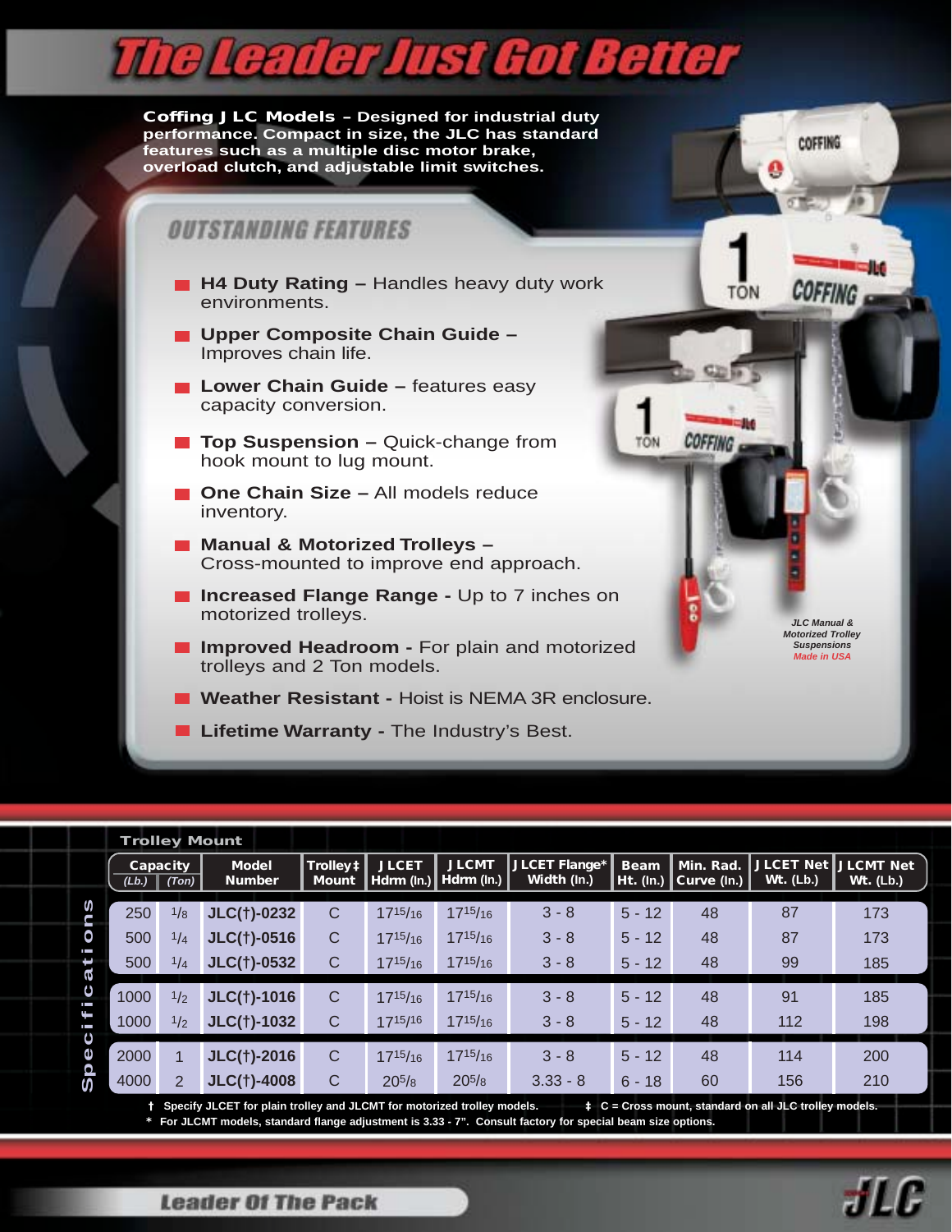# The Leader Just Got Better

**Coffing J LC Models – Designed for industrial duty performance. Compact in size, the JLC has standard features such as a multiple disc motor brake, overload clutch, and adjustable limit switches.**

## OUTSTANDING FEATURES

- **H4 Duty Rating –** Handles heavy duty work environments.
- **Upper Composite Chain Guide –** Improves chain life.
- **Lower Chain Guide –** features easy capacity conversion.
- **Top Suspension –** Quick-change from hook mount to lug mount.
- **One Chain Size –** All models reduce inventory.
- **Manual & Motorized Trolleys –** Cross-mounted to improve end approach.
- **Increased Flange Range -** Up to 7 inches on motorized trolleys.
- **Improved Headroom -** For plain and motorized trolleys and 2 Ton models.
- **Weather Resistant -** Hoist is NEMA 3R enclosure.
- **Lifetime Warranty -** The Industry's Best.

*JLC Manual & Motorized Trolley Suspensions*
*Made in USA*

## Specifications

**Trolley Mount**

| Capacity (Lb.) | Capacity (Ton) | Model Number | Trolley‡ Mount | J LCET Hdrm (In.) | J LCMT Hdrm (In.) | J LCET Flange* Width (In.) | Beam Ht. (In.) | Min. Rad. Curve (In.) | J LCET Net Wt. (Lb.) | J LCMT Net Wt. (Lb.) |
|---|---|---|---|---|---|---|---|---|---|---|
| 250 | 1/8 | JLC(†)-0232 | C | 17 15/16 | 17 15/16 | 3 - 8 | 5 - 12 | 48 | 87 | 173 |
| 500 | 1/4 | JLC(†)-0516 | C | 17 15/16 | 17 15/16 | 3 - 8 | 5 - 12 | 48 | 87 | 173 |
| 500 | 1/4 | JLC(†)-0532 | C | 17 15/16 | 17 15/16 | 3 - 8 | 5 - 12 | 48 | 99 | 185 |
| 1000 | 1/2 | JLC(†)-1016 | C | 17 15/16 | 17 15/16 | 3 - 8 | 5 - 12 | 48 | 91 | 185 |
| 1000 | 1/2 | JLC(†)-1032 | C | 17 15/16 | 17 15/16 | 3 - 8 | 5 - 12 | 48 | 112 | 198 |
| 2000 | 1 | JLC(†)-2016 | C | 17 15/16 | 17 15/16 | 3 - 8 | 5 - 12 | 48 | 114 | 200 |
| 4000 | 2 | JLC(†)-4008 | C | 20 5/8 | 20 5/8 | 3.33 - 8 | 6 - 18 | 60 | 156 | 210 |

† Specify JLCET for plain trolley and JLCMT for motorized trolley models. ‡ C = Cross mount, standard on all JLC trolley models.
* For JLCMT models, standard flange adjustment is 3.33 - 7". Consult factory for special beam size options.

Leader Of The Pack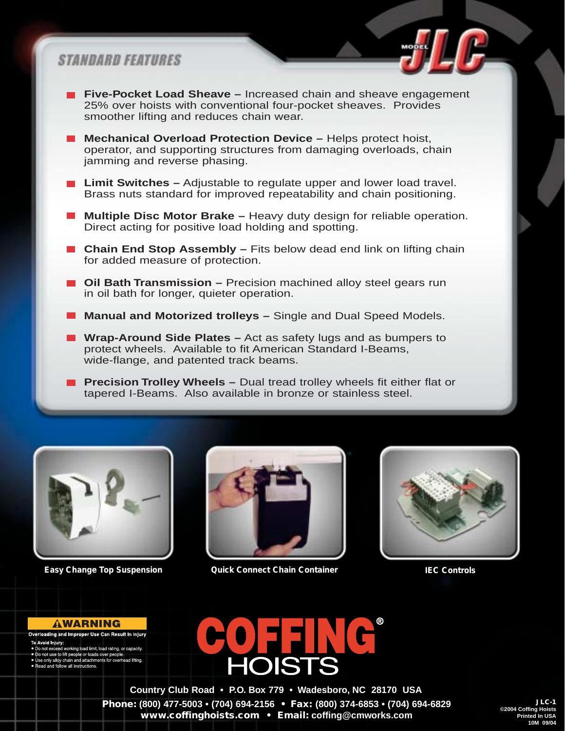## STANDARD FEATURES

MODEL JLC

- **Five-Pocket Load Sheave –** Increased chain and sheave engagement 25% over hoists with conventional four-pocket sheaves. Provides smoother lifting and reduces chain wear.
- **Mechanical Overload Protection Device –** Helps protect hoist, operator, and supporting structures from damaging overloads, chain jamming and reverse phasing.
- **Limit Switches –** Adjustable to regulate upper and lower load travel. Brass nuts standard for improved repeatability and chain positioning.
- **Multiple Disc Motor Brake –** Heavy duty design for reliable operation. Direct acting for positive load holding and spotting.
- **Chain End Stop Assembly –** Fits below dead end link on lifting chain for added measure of protection.
- **Oil Bath Transmission –** Precision machined alloy steel gears run in oil bath for longer, quieter operation.
- **Manual and Motorized trolleys –** Single and Dual Speed Models.
- **Wrap-Around Side Plates –** Act as safety lugs and as bumpers to protect wheels. Available to fit American Standard I-Beams, wide-flange, and patented track beams.
- **Precision Trolley Wheels –** Dual tread trolley wheels fit either flat or tapered I-Beams. Also available in bronze or stainless steel.

**Easy Change Top Suspension**

**Quick Connect Chain Container**

**IEC Controls**

**⚠WARNING**

**Overloading and Improper Use Can Result In Injury**

**To Avoid Injury:**

- Do not exceed working load limit, load rating, or capacity.
- Do not use to lift people or loads over people.
- Use only alloy chain and attachments for overhead lifting.
- Read and follow all instructions.

**COFFING® HOISTS**

**Country Club Road • P.O. Box 779 • Wadesboro, NC 28170 USA**

**Phone:** (800) 477-5003 • (704) 694-2156 • **Fax:** (800) 374-6853 • (704) 694-6829

**www.coffinghoists.com • Email:** coffing@cmworks.com

JLC-1
©2004 Coffing Hoists
Printed In USA
10M 09/04